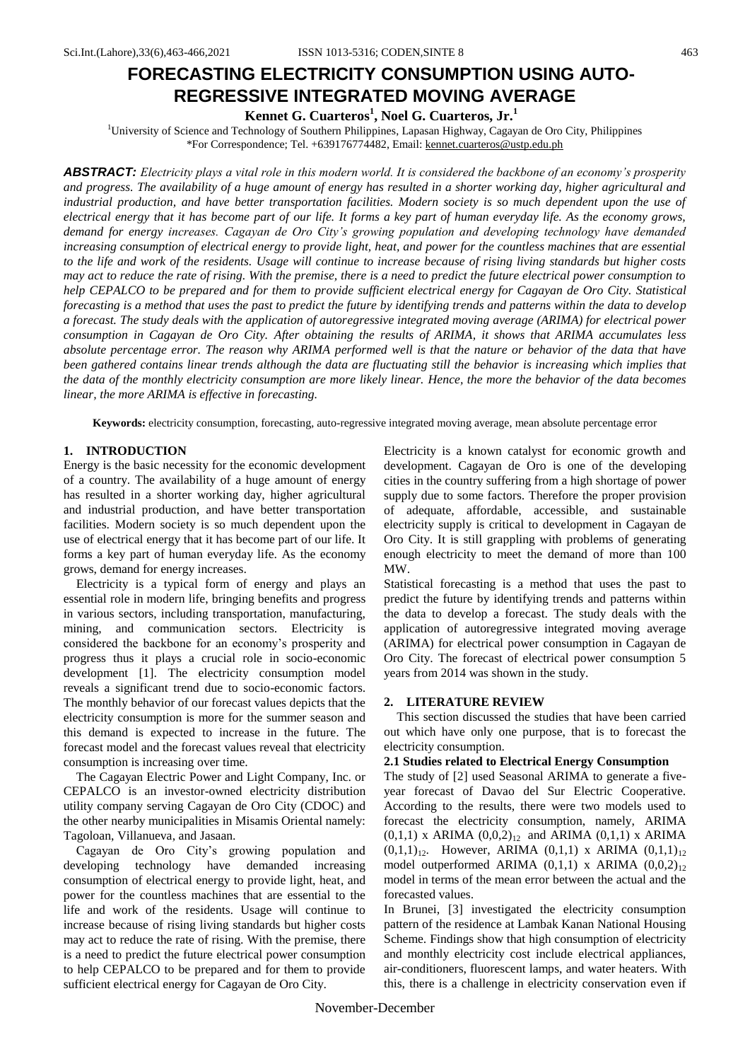# FORECASTING ELECTRICITY CONSUMPTION USING AUTO-REGRESSIVE INTEGRATED MOVING AVERAGE

**Kennet G. Cuarteros[1], Noel G. Cuarteros, Jr.[1]**

[1]University of Science and Technology of Southern Philippines, Lapasan Highway, Cagayan de Oro City, Philippines
*For Correspondence; Tel. +639176774482, Email: kennet.cuarteros@ustp.edu.ph

***ABSTRACT:*** *Electricity plays a vital role in this modern world. It is considered the backbone of an economy's prosperity and progress. The availability of a huge amount of energy has resulted in a shorter working day, higher agricultural and industrial production, and have better transportation facilities. Modern society is so much dependent upon the use of electrical energy that it has become part of our life. It forms a key part of human everyday life. As the economy grows, demand for energy increases. Cagayan de Oro City's growing population and developing technology have demanded increasing consumption of electrical energy to provide light, heat, and power for the countless machines that are essential to the life and work of the residents. Usage will continue to increase because of rising living standards but higher costs may act to reduce the rate of rising. With the premise, there is a need to predict the future electrical power consumption to help CEPALCO to be prepared and for them to provide sufficient electrical energy for Cagayan de Oro City. Statistical forecasting is a method that uses the past to predict the future by identifying trends and patterns within the data to develop a forecast. The study deals with the application of autoregressive integrated moving average (ARIMA) for electrical power consumption in Cagayan de Oro City. After obtaining the results of ARIMA, it shows that ARIMA accumulates less absolute percentage error. The reason why ARIMA performed well is that the nature or behavior of the data that have been gathered contains linear trends although the data are fluctuating still the behavior is increasing which implies that the data of the monthly electricity consumption are more likely linear. Hence, the more the behavior of the data becomes linear, the more ARIMA is effective in forecasting.*

**Keywords:** electricity consumption, forecasting, auto-regressive integrated moving average, mean absolute percentage error

## 1. INTRODUCTION

Energy is the basic necessity for the economic development of a country. The availability of a huge amount of energy has resulted in a shorter working day, higher agricultural and industrial production, and have better transportation facilities. Modern society is so much dependent upon the use of electrical energy that it has become part of our life. It forms a key part of human everyday life. As the economy grows, demand for energy increases.

Electricity is a typical form of energy and plays an essential role in modern life, bringing benefits and progress in various sectors, including transportation, manufacturing, mining, and communication sectors. Electricity is considered the backbone for an economy's prosperity and progress thus it plays a crucial role in socio-economic development [1]. The electricity consumption model reveals a significant trend due to socio-economic factors. The monthly behavior of our forecast values depicts that the electricity consumption is more for the summer season and this demand is expected to increase in the future. The forecast model and the forecast values reveal that electricity consumption is increasing over time.

The Cagayan Electric Power and Light Company, Inc. or CEPALCO is an investor-owned electricity distribution utility company serving Cagayan de Oro City (CDOC) and the other nearby municipalities in Misamis Oriental namely: Tagoloan, Villanueva, and Jasaan.

Cagayan de Oro City's growing population and developing technology have demanded increasing consumption of electrical energy to provide light, heat, and power for the countless machines that are essential to the life and work of the residents. Usage will continue to increase because of rising living standards but higher costs may act to reduce the rate of rising. With the premise, there is a need to predict the future electrical power consumption to help CEPALCO to be prepared and for them to provide sufficient electrical energy for Cagayan de Oro City.

Electricity is a known catalyst for economic growth and development. Cagayan de Oro is one of the developing cities in the country suffering from a high shortage of power supply due to some factors. Therefore the proper provision of adequate, affordable, accessible, and sustainable electricity supply is critical to development in Cagayan de Oro City. It is still grappling with problems of generating enough electricity to meet the demand of more than 100 MW.

Statistical forecasting is a method that uses the past to predict the future by identifying trends and patterns within the data to develop a forecast. The study deals with the application of autoregressive integrated moving average (ARIMA) for electrical power consumption in Cagayan de Oro City. The forecast of electrical power consumption 5 years from 2014 was shown in the study.

## 2. LITERATURE REVIEW

This section discussed the studies that have been carried out which have only one purpose, that is to forecast the electricity consumption.

### 2.1 Studies related to Electrical Energy Consumption

The study of [2] used Seasonal ARIMA to generate a five-year forecast of Davao del Sur Electric Cooperative. According to the results, there were two models used to forecast the electricity consumption, namely, ARIMA $(0,1,1)$ x ARIMA $(0,0,2)_{12}$ and ARIMA $(0,1,1)$ x ARIMA $(0,1,1)_{12}$. However, ARIMA $(0,1,1)$ x ARIMA $(0,1,1)_{12}$ model outperformed ARIMA $(0,1,1)$ x ARIMA $(0,0,2)_{12}$ model in terms of the mean error between the actual and the forecasted values.

In Brunei, [3] investigated the electricity consumption pattern of the residence at Lambak Kanan National Housing Scheme. Findings show that high consumption of electricity and monthly electricity cost include electrical appliances, air-conditioners, fluorescent lamps, and water heaters. With this, there is a challenge in electricity conservation even if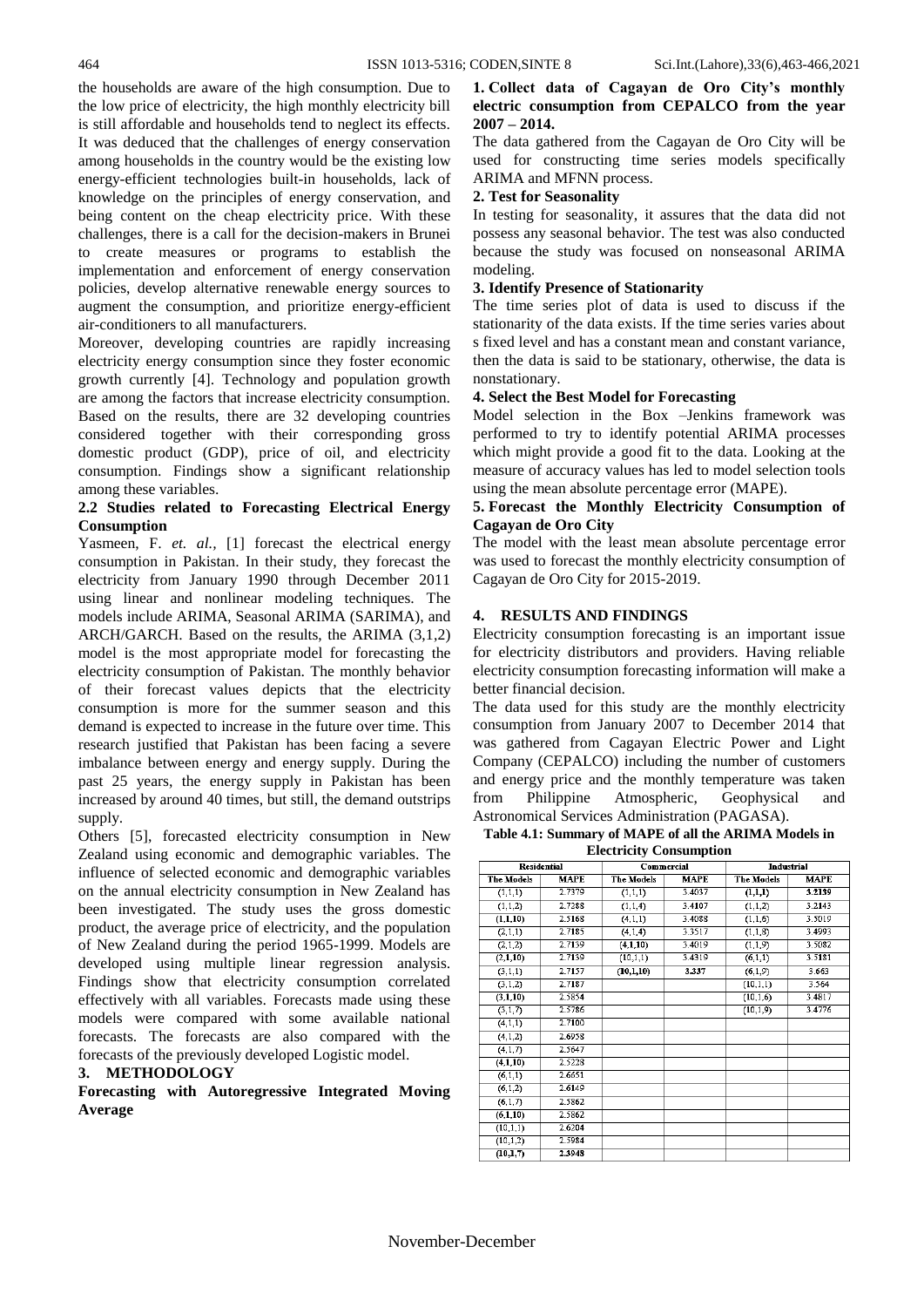the households are aware of the high consumption. Due to the low price of electricity, the high monthly electricity bill is still affordable and households tend to neglect its effects. It was deduced that the challenges of energy conservation among households in the country would be the existing low energy-efficient technologies built-in households, lack of knowledge on the principles of energy conservation, and being content on the cheap electricity price. With these challenges, there is a call for the decision-makers in Brunei to create measures or programs to establish the implementation and enforcement of energy conservation policies, develop alternative renewable energy sources to augment the consumption, and prioritize energy-efficient air-conditioners to all manufacturers.

Moreover, developing countries are rapidly increasing electricity energy consumption since they foster economic growth currently [4]. Technology and population growth are among the factors that increase electricity consumption. Based on the results, there are 32 developing countries considered together with their corresponding gross domestic product (GDP), price of oil, and electricity consumption. Findings show a significant relationship among these variables.

### 2.2 Studies related to Forecasting Electrical Energy Consumption

Yasmeen, F. *et. al.,* [1] forecast the electrical energy consumption in Pakistan. In their study, they forecast the electricity from January 1990 through December 2011 using linear and nonlinear modeling techniques. The models include ARIMA, Seasonal ARIMA (SARIMA), and ARCH/GARCH. Based on the results, the ARIMA (3,1,2) model is the most appropriate model for forecasting the electricity consumption of Pakistan. The monthly behavior of their forecast values depicts that the electricity consumption is more for the summer season and this demand is expected to increase in the future over time. This research justified that Pakistan has been facing a severe imbalance between energy and energy supply. During the past 25 years, the energy supply in Pakistan has been increased by around 40 times, but still, the demand outstrips supply.

Others [5], forecasted electricity consumption in New Zealand using economic and demographic variables. The influence of selected economic and demographic variables on the annual electricity consumption in New Zealand has been investigated. The study uses the gross domestic product, the average price of electricity, and the population of New Zealand during the period 1965-1999. Models are developed using multiple linear regression analysis. Findings show that electricity consumption correlated effectively with all variables. Forecasts made using these models were compared with some available national forecasts. The forecasts are also compared with the forecasts of the previously developed Logistic model.

## 3. METHODOLOGY

**Forecasting with Autoregressive Integrated Moving Average**

**1. Collect data of Cagayan de Oro City's monthly electric consumption from CEPALCO from the year 2007 – 2014.**

The data gathered from the Cagayan de Oro City will be used for constructing time series models specifically ARIMA and MFNN process.

**2. Test for Seasonality**

In testing for seasonality, it assures that the data did not possess any seasonal behavior. The test was also conducted because the study was focused on nonseasonal ARIMA modeling.

**3. Identify Presence of Stationarity**

The time series plot of data is used to discuss if the stationarity of the data exists. If the time series varies about s fixed level and has a constant mean and constant variance, then the data is said to be stationary, otherwise, the data is nonstationary.

**4. Select the Best Model for Forecasting**

Model selection in the Box –Jenkins framework was performed to try to identify potential ARIMA processes which might provide a good fit to the data. Looking at the measure of accuracy values has led to model selection tools using the mean absolute percentage error (MAPE).

**5. Forecast the Monthly Electricity Consumption of Cagayan de Oro City**

The model with the least mean absolute percentage error was used to forecast the monthly electricity consumption of Cagayan de Oro City for 2015-2019.

## 4. RESULTS AND FINDINGS

Electricity consumption forecasting is an important issue for electricity distributors and providers. Having reliable electricity consumption forecasting information will make a better financial decision.

The data used for this study are the monthly electricity consumption from January 2007 to December 2014 that was gathered from Cagayan Electric Power and Light Company (CEPALCO) including the number of customers and energy price and the monthly temperature was taken from Philippine Atmospheric, Geophysical and Astronomical Services Administration (PAGASA).

**Table 4.1: Summary of MAPE of all the ARIMA Models in Electricity Consumption**

| Residential | | Commercial | | Industrial | |
|---|---|---|---|---|---|
| The Models | MAPE | The Models | MAPE | The Models | MAPE |
| (1,1,1) | 2.7379 | (1,1,1) | 3.4037 | **(1,1,1)** | **3.2139** |
| (1,1,2) | 2.7288 | (1,1,4) | 3.4107 | (1,1,2) | 3.2143 |
| **(1,1,10)** | 2.5168 | (4,1,1) | 3.4088 | (1,1,6) | 3.5019 |
| (2,1,1) | 2.7185 | (4,1,4) | 3.3517 | (1,1,8) | 3.4993 |
| (2,1,2) | 2.7139 | **(4,1,10)** | 3.4019 | (1,1,9) | 3.5082 |
| **(2,1,10)** | 2.7139 | (10,1,1) | 3.4319 | (6,1,1) | 3.5181 |
| (3,1,1) | 2.7157 | **(10,1,10)** | **3.337** | (6,1,9) | 3.663 |
| (3,1,2) | 2.7187 | | | (10,1,1) | 3.564 |
| **(3,1,10)** | 2.5854 | | | (10,1,6) | 3.4817 |
| (3,1,7) | 2.5786 | | | (10,1,9) | 3.4776 |
| (4,1,1) | 2.7100 | | | | |
| (4,1,2) | 2.6958 | | | | |
| (4,1,7) | 2.5647 | | | | |
| **(4,1,10)** | 2.5228 | | | | |
| (6,1,1) | 2.6651 | | | | |
| (6,1,2) | 2.6149 | | | | |
| (6,1,7) | 2.5862 | | | | |
| **(6,1,10)** | 2.5862 | | | | |
| (10,1,1) | 2.6204 | | | | |
| (10,1,2) | 2.5984 | | | | |
| **(10,1,7)** | **2.3948** | | | | |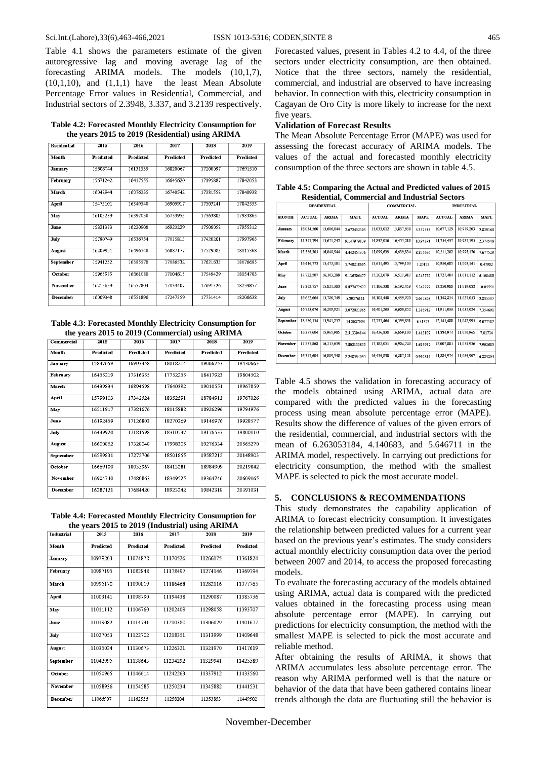Table 4.1 shows the parameters estimate of the given autoregressive lag and moving average lag of the forecasting ARIMA models. The models (10,1,7), (10,1,10), and (1,1,1) have the least Mean Absolute Percentage Error values in Residential, Commercial, and Industrial sectors of 2.3948, 3.337, and 3.2139 respectively.

**Table 4.2: Forecasted Monthly Electricity Consumption for the years 2015 to 2019 (Residential) using ARIMA**

| Residential | 2015 | 2016 | 2017 | 2018 | 2019 |
|---|---|---|---|---|---|
| Month | Predicted | Predicted | Predicted | Predicted | Predicted |
| January | 15606044 | 16131339 | 16820067 | 17200097 | 17691510 |
| February | 15671242 | 16417555 | 16645620 | 17195887 | 17842053 |
| March | 16048944 | 16076235 | 16740542 | 17381558 | 17840938 |
| April | 15473101 | 16349340 | 16909917 | 17303241 | 17842553 |
| May | 16103289 | 16397030 | 16753953 | 17363803 | 17983865 |
| June | 15821383 | 16220908 | 16923229 | 17508058 | 17955312 |
| July | 15780749 | 16536754 | 17015813 | 17420201 | 17997965 |
| August | 16209921 | 16496748 | 16887177 | 17529083 | 18115368 |
| September | 15941252 | 16385578 | 17086532 | 17621633 | 18076685 |
| October | 15965985 | 16661080 | 17104615 | 17549429 | 18154703 |
| November | 16215639 | 16557804 | 17033407 | 17691326 | 18239857 |
| December | 16009348 | 16551896 | 17247359 | 17731414 | 18206638 |

**Table 4.3: Forecasted Monthly Electricity Consumption for the years 2015 to 2019 (Commercial) using ARIMA**

| Commercial | 2015 | 2016 | 2017 | 2018 | 2019 |
|---|---|---|---|---|---|
| Month | Predicted | Predicted | Predicted | Predicted | Predicted |
| January | 15837659 | 16903358 | 18018214 | 19066753 | 19430663 |
| February | 16455219 | 17316355 | 17752255 | 18417923 | 19804502 |
| March | 16439834 | 16894598 | 17640392 | 19010551 | 19967859 |
| April | 15799103 | 17342524 | 18352591 | 18784913 | 19767026 |
| May | 16511917 | 17381676 | 18115888 | 18926296 | 19794976 |
| June | 16192459 | 17126803 | 18270269 | 19146976 | 19928577 |
| July | 16439920 | 17181598 | 18310537 | 19176537 | 19800110 |
| August | 16600852 | 17328048 | 17998305 | 19276334 | 20565270 |
| September | 16599831 | 17272706 | 18501855 | 19587212 | 20148903 |
| October | 16669100 | 18055967 | 18413281 | 18984909 | 20219842 |
| November | 16904740 | 17480863 | 18349525 | 19364746 | 20609165 |
| December | 16287121 | 17684420 | 18923242 | 19842318 | 20391031 |

**Table 4.4: Forecasted Monthly Electricity Consumption for the years 2015 to 2019 (Industrial) using ARIMA**

| Industrial | 2015 | 2016 | 2017 | 2018 | 2019 |
|---|---|---|---|---|---|
| Month | Predicted | Predicted | Predicted | Predicted | Predicted |
| January | 10979203 | 11074878 | 11170526 | 11266175 | 11361824 |
| February | 10987195 | 11082848 | 11178497 | 11274146 | 11369794 |
| March | 10995170 | 11090819 | 11186468 | 11282116 | 11377765 |
| April | 11003141 | 11098790 | 11194438 | 11290087 | 11385736 |
| May | 11011112 | 11106760 | 11202409 | 11298058 | 11393707 |
| June | 11019082 | 11114731 | 11210380 | 11306029 | 11401677 |
| July | 11027053 | 11122702 | 11218351 | 11313999 | 11409648 |
| August | 11035024 | 11130673 | 11226321 | 11321970 | 11417619 |
| September | 11042995 | 11138643 | 11234292 | 11329941 | 11425589 |
| October | 11050965 | 11146614 | 11242263 | 11337912 | 11433560 |
| November | 11058936 | 11154585 | 11250234 | 11345882 | 11441531 |
| December | 11066907 | 11162556 | 11258204 | 11353853 | 11449502 |

Forecasted values, present in Tables 4.2 to 4.4, of the three sectors under electricity consumption, are then obtained. Notice that the three sectors, namely the residential, commercial, and industrial are observed to have increasing behavior. In connection with this, electricity consumption in Cagayan de Oro City is more likely to increase for the next five years.

### Validation of Forecast Results

The Mean Absolute Percentage Error (MAPE) was used for assessing the forecast accuracy of ARIMA models. The values of the actual and forecasted monthly electricity consumption of the three sectors are shown in table 4.5.

**Table 4.5: Comparing the Actual and Predicted values of 2015 Residential, Commercial and Industrial Sectors**

| | RESIDENTIAL | | | COMMERCIAL | | | INDUSTRIAL | | |
|---|---|---|---|---|---|---|---|---|---|
| MONTH | ACTUAL | ARIMA | MAPE | ACTUAL | ARIMA | MAPE | ACTUAL | ARIMA | MAPE |
| January | 16,034,360 | 15,606,044 | 2.672452503 | 15,033,012 | 15,837,659 | 5.352533 | 10,677,129 | 10,979,203 | 2.829160 |
| February | 14,357,794 | 15,671,242 | 9.147979139 | 14,832,010 | 16,455,219 | 10.94391 | 11,254,437 | 10,987,195 | 2.374548 |
| March | 15,366,303 | 16,048,944 | 4.442454376 | 15,099,639 | 16,439,834 | 8.875676 | 10,211,202 | 10,995,170 | 7.677529 |
| April | 16,416,773 | 15,473,101 | 5.748218605 | 15,611,495 | 15,799,103 | 1.20173 | 10,950,685 | 11,003,141 | 0.47902 |
| May | 17,722,507 | 16,103,289 | 9.136506477 | 17,262,079 | 16,511,917 | 4.345722 | 11,727,484 | 11,011,112 | 6.108488 |
| June | 17,362,757 | 15,821,383 | 8.877472627 | 17,106,330 | 16,192,459 | 5.342297 | 12,250,980 | 11,019,082 | 10.05551 |
| July | 16,662,664 | 15,780,749 | 5.29276111 | 16,108,440 | 16,439,920 | 2.057808 | 11,348,854 | 11,027,053 | 2.835537 |
| August | 16,723,676 | 16,209,921 | 3.072021965 | 16,401,268 | 16,600,852 | 1.216912 | 11,911,033 | 11,035,024 | 7.354691 |
| September | 18,580,154 | 15,941,252 | 14.2027994 | 17,737,464 | 16,599,831 | 6.41373 | 12,145,488 | 11,042,995 | 9.077387 |
| October | 16,377,604 | 15,965,985 | 2.513304144 | 16,436,830 | 16,669,100 | 1.413107 | 11,884,974 | 11,050,965 | 7.01734 |
| November | 17,587,868 | 16,215,639 | 7.802133835 | 17,182,051 | 16,904,740 | 1.613957 | 12,007,881 | 11,058,936 | 7.902685 |
| December | 16,377,604 | 16,009,348 | 2.248534035 | 16,436,830 | 16,287,121 | 0.910814 | 11,884,974 | 11,066,907 | 6.883204 |

Table 4.5 shows the validation in forecasting accuracy of the models obtained using ARIMA, actual data are compared with the predicted values in the forecasting process using mean absolute percentage error (MAPE). Results show the difference of values of the given errors of the residential, commercial, and industrial sectors with the mean of 6.263053184, 4.140683, and 5.646711 in the ARIMA model, respectively. In carrying out predictions for electricity consumption, the method with the smallest MAPE is selected to pick the most accurate model.

## 5. CONCLUSIONS & RECOMMENDATIONS

This study demonstrates the capability application of ARIMA to forecast electricity consumption. It investigates the relationship between predicted values for a current year based on the previous year's estimates. The study considers actual monthly electricity consumption data over the period between 2007 and 2014, to access the proposed forecasting models.

To evaluate the forecasting accuracy of the models obtained using ARIMA, actual data is compared with the predicted values obtained in the forecasting process using mean absolute percentage error (MAPE). In carrying out predictions for electricity consumption, the method with the smallest MAPE is selected to pick the most accurate and reliable method.

After obtaining the results of ARIMA, it shows that ARIMA accumulates less absolute percentage error. The reason why ARIMA performed well is that the nature or behavior of the data that have been gathered contains linear trends although the data are fluctuating still the behavior is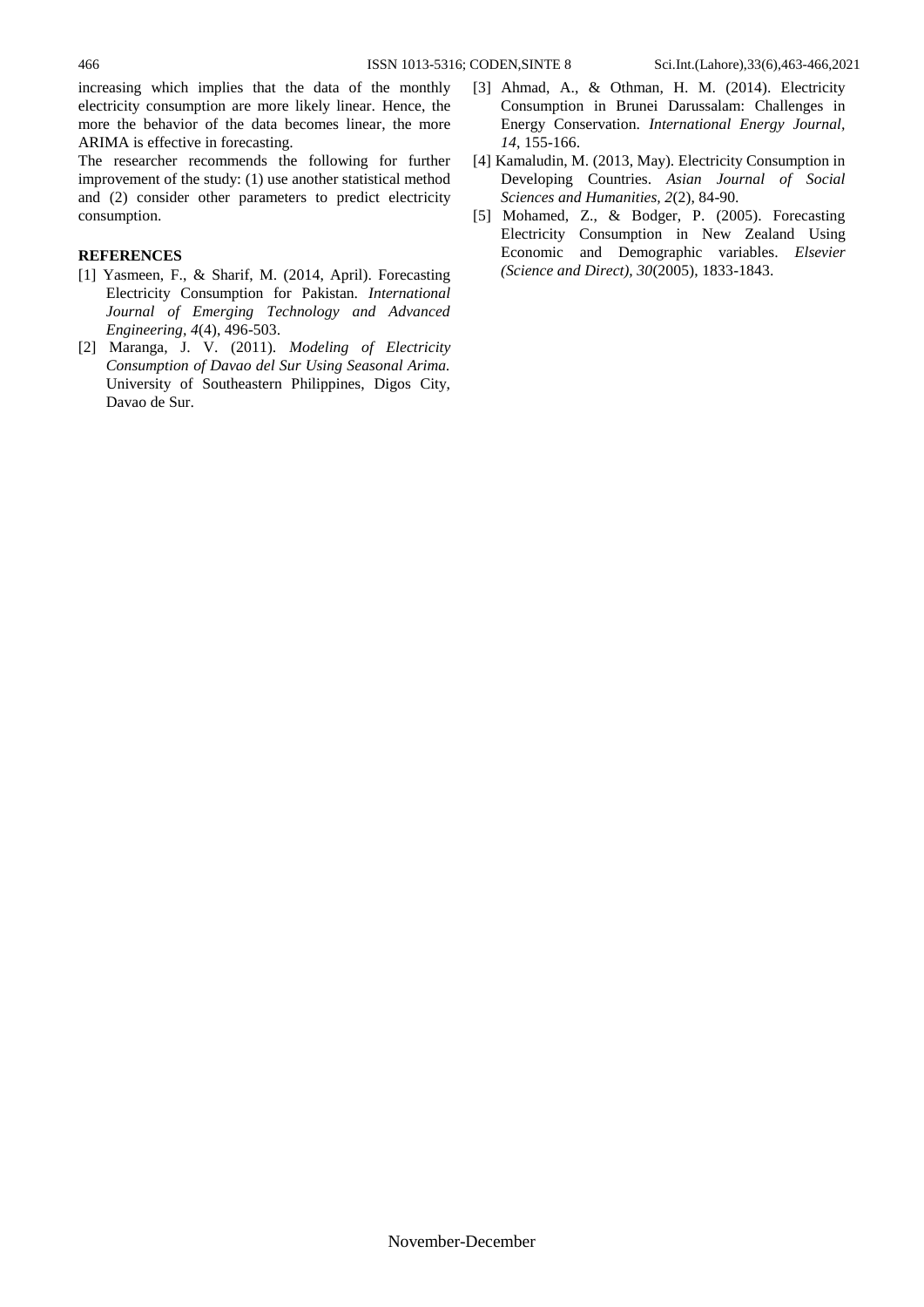increasing which implies that the data of the monthly electricity consumption are more likely linear. Hence, the more the behavior of the data becomes linear, the more ARIMA is effective in forecasting.

The researcher recommends the following for further improvement of the study: (1) use another statistical method and (2) consider other parameters to predict electricity consumption.

## REFERENCES

[1] Yasmeen, F., & Sharif, M. (2014, April). Forecasting Electricity Consumption for Pakistan. *International Journal of Emerging Technology and Advanced Engineering, 4*(4), 496-503.

[2] Maranga, J. V. (2011). *Modeling of Electricity Consumption of Davao del Sur Using Seasonal Arima.* University of Southeastern Philippines, Digos City, Davao de Sur.

[3] Ahmad, A., & Othman, H. M. (2014). Electricity Consumption in Brunei Darussalam: Challenges in Energy Conservation. *International Energy Journal, 14*, 155-166.

[4] Kamaludin, M. (2013, May). Electricity Consumption in Developing Countries. *Asian Journal of Social Sciences and Humanities, 2*(2), 84-90.

[5] Mohamed, Z., & Bodger, P. (2005). Forecasting Electricity Consumption in New Zealand Using Economic and Demographic variables. *Elsevier (Science and Direct), 30*(2005), 1833-1843.